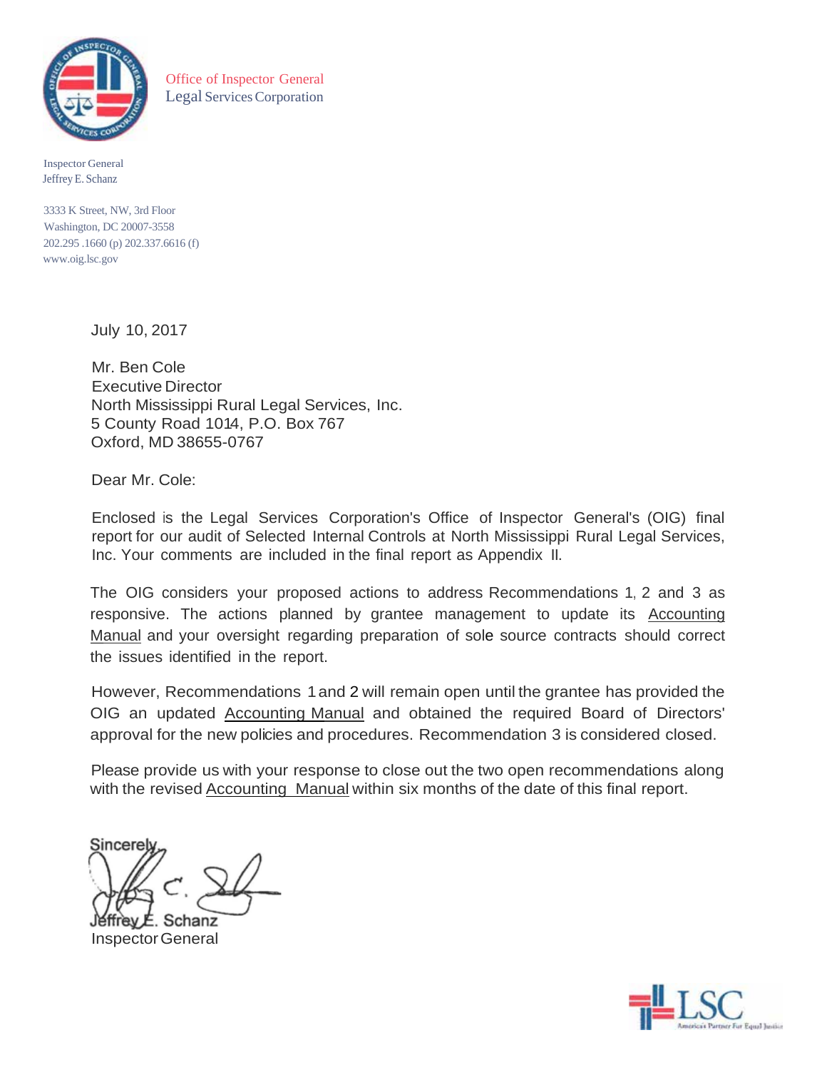Office of Inspector General
Legal Services Corporation

Inspector General
Jeffrey E. Schanz

3333 K Street, NW, 3rd Floor
Washington, DC 20007-3558
202.295 .1660 (p) 202.337.6616 (f)
www.oig.lsc.gov

July 10, 2017

Mr. Ben Cole
Executive Director
North Mississippi Rural Legal Services, Inc.
5 County Road 1014, P.O. Box 767
Oxford, MD 38655-0767

Dear Mr. Cole:

Enclosed is the Legal Services Corporation's Office of Inspector General's (OIG) final report for our audit of Selected Internal Controls at North Mississippi Rural Legal Services, Inc. Your comments are included in the final report as Appendix II.

The OIG considers your proposed actions to address Recommendations 1, 2 and 3 as responsive. The actions planned by grantee management to update its Accounting Manual and your oversight regarding preparation of sole source contracts should correct the issues identified in the report.

However, Recommendations 1 and 2 will remain open until the grantee has provided the OIG an updated Accounting Manual and obtained the required Board of Directors' approval for the new policies and procedures. Recommendation 3 is considered closed.

Please provide us with your response to close out the two open recommendations along with the revised Accounting Manual within six months of the date of this final report.

Sincerely,

Jeffrey E. Schanz
Inspector General

LSC
America's Partner For Equal Justice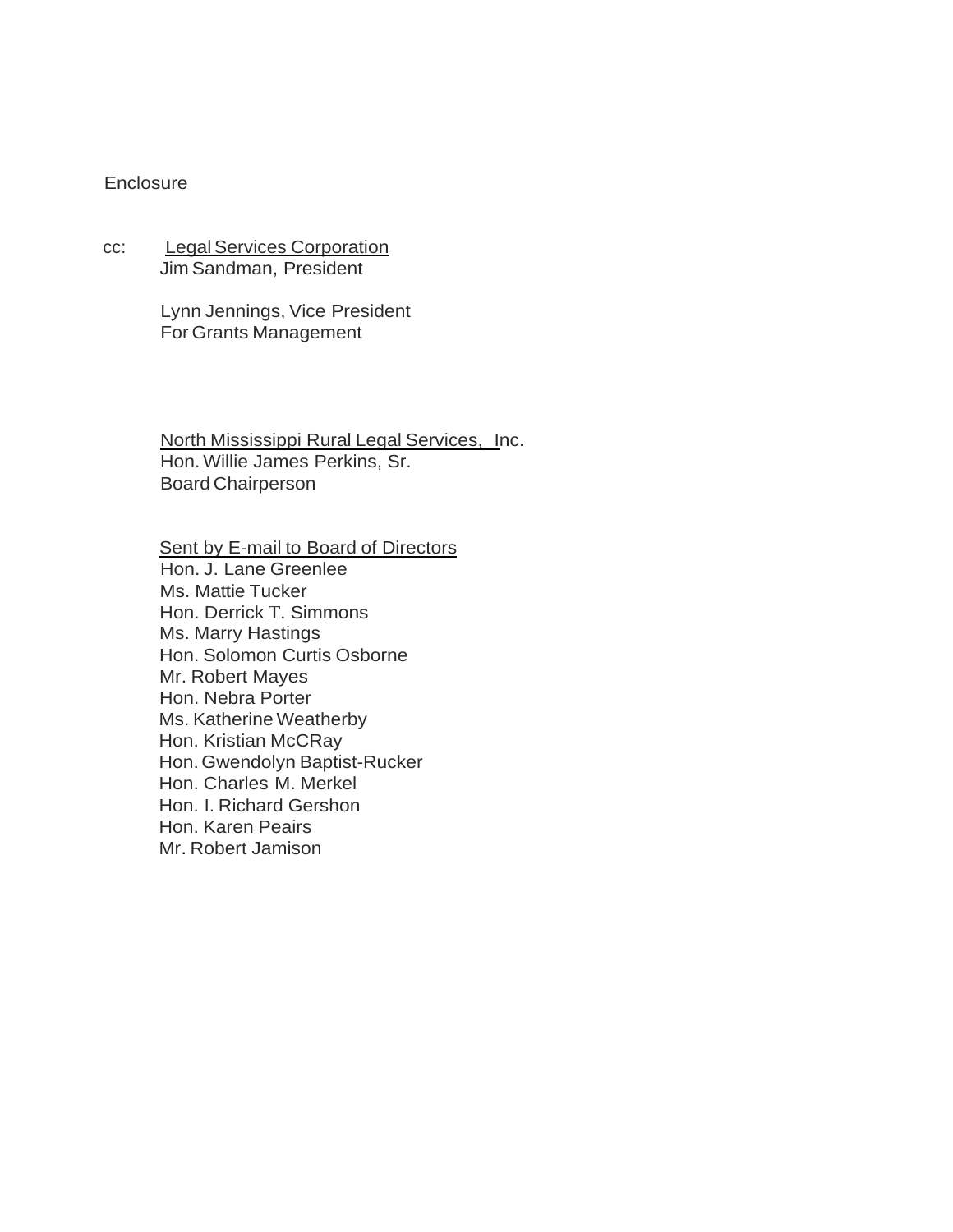Enclosure

cc: Legal Services Corporation
Jim Sandman, President

Lynn Jennings, Vice President
For Grants Management

North Mississippi Rural Legal Services, Inc.
Hon. Willie James Perkins, Sr.
Board Chairperson

Sent by E-mail to Board of Directors
Hon. J. Lane Greenlee
Ms. Mattie Tucker
Hon. Derrick T. Simmons
Ms. Marry Hastings
Hon. Solomon Curtis Osborne
Mr. Robert Mayes
Hon. Nebra Porter
Ms. Katherine Weatherby
Hon. Kristian McCRay
Hon. Gwendolyn Baptist-Rucker
Hon. Charles M. Merkel
Hon. I. Richard Gershon
Hon. Karen Peairs
Mr. Robert Jamison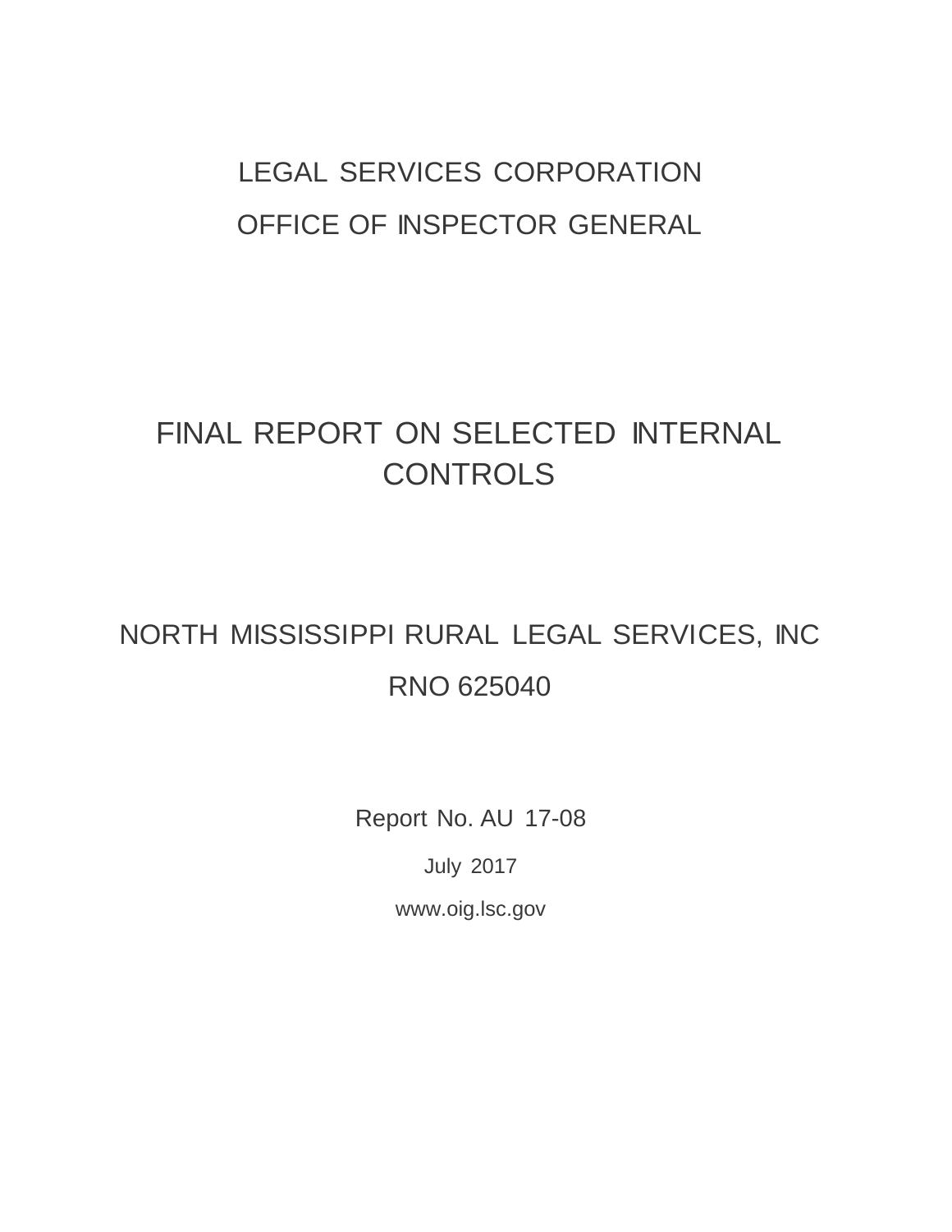# LEGAL SERVICES CORPORATION

# OFFICE OF INSPECTOR GENERAL

# FINAL REPORT ON SELECTED INTERNAL CONTROLS

## NORTH MISSISSIPPI RURAL LEGAL SERVICES, INC

## RNO 625040

Report No. AU 17-08

July 2017

www.oig.lsc.gov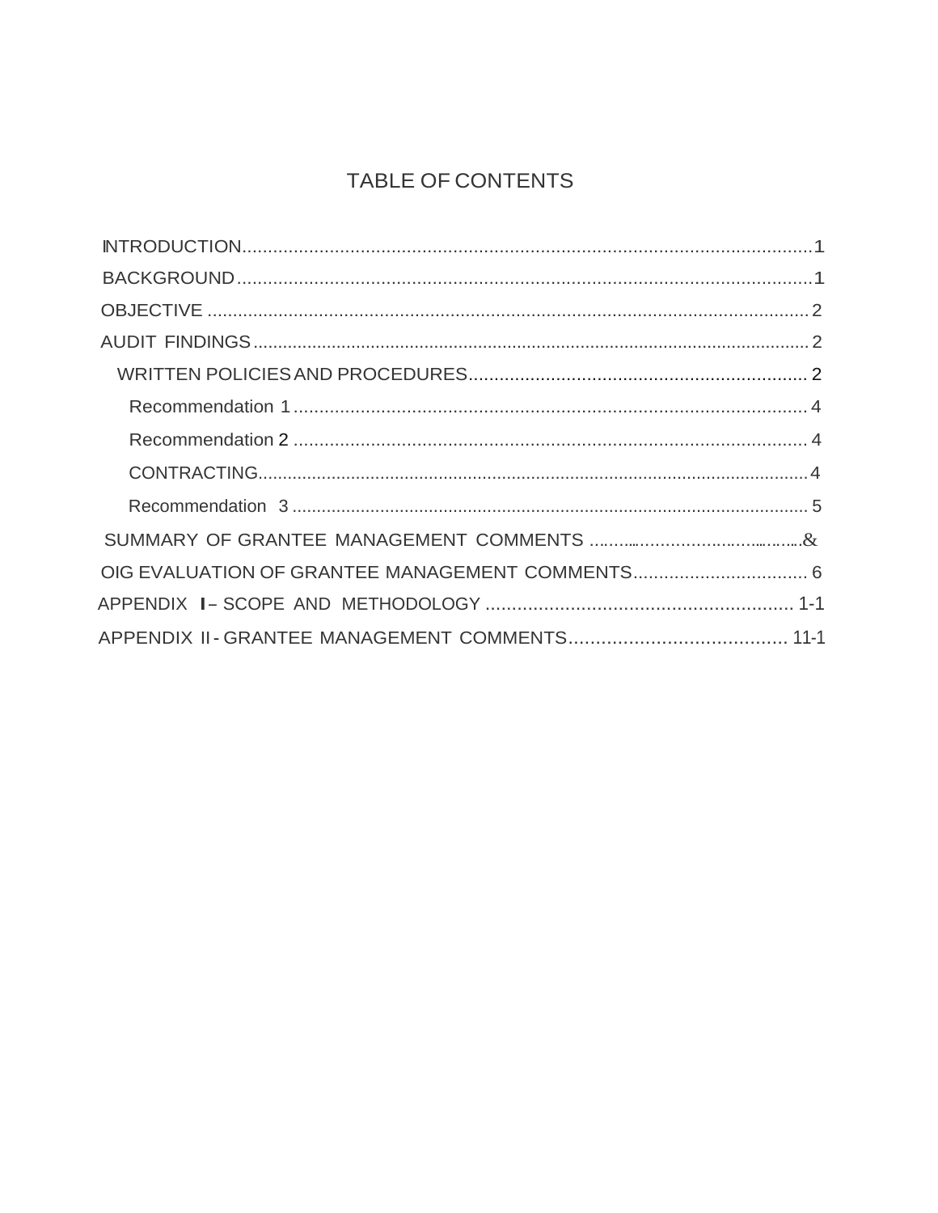# TABLE OF CONTENTS

INTRODUCTION................................................................................................................1

BACKGROUND................................................................................................................1

OBJECTIVE ........................................................................................................................2

AUDIT FINDINGS..............................................................................................................2

WRITTEN POLICIES AND PROCEDURES.................................................................2

Recommendation 1..........................................................................................................4

Recommendation 2 ..........................................................................................................4

CONTRACTING...............................................................................................................4

Recommendation 3 ..........................................................................................................5

SUMMARY OF GRANTEE MANAGEMENT COMMENTS ..........................................&

OIG EVALUATION OF GRANTEE MANAGEMENT COMMENTS..................................6

APPENDIX I – SCOPE AND METHODOLOGY ..........................................................1-1

APPENDIX II - GRANTEE MANAGEMENT COMMENTS........................................11-1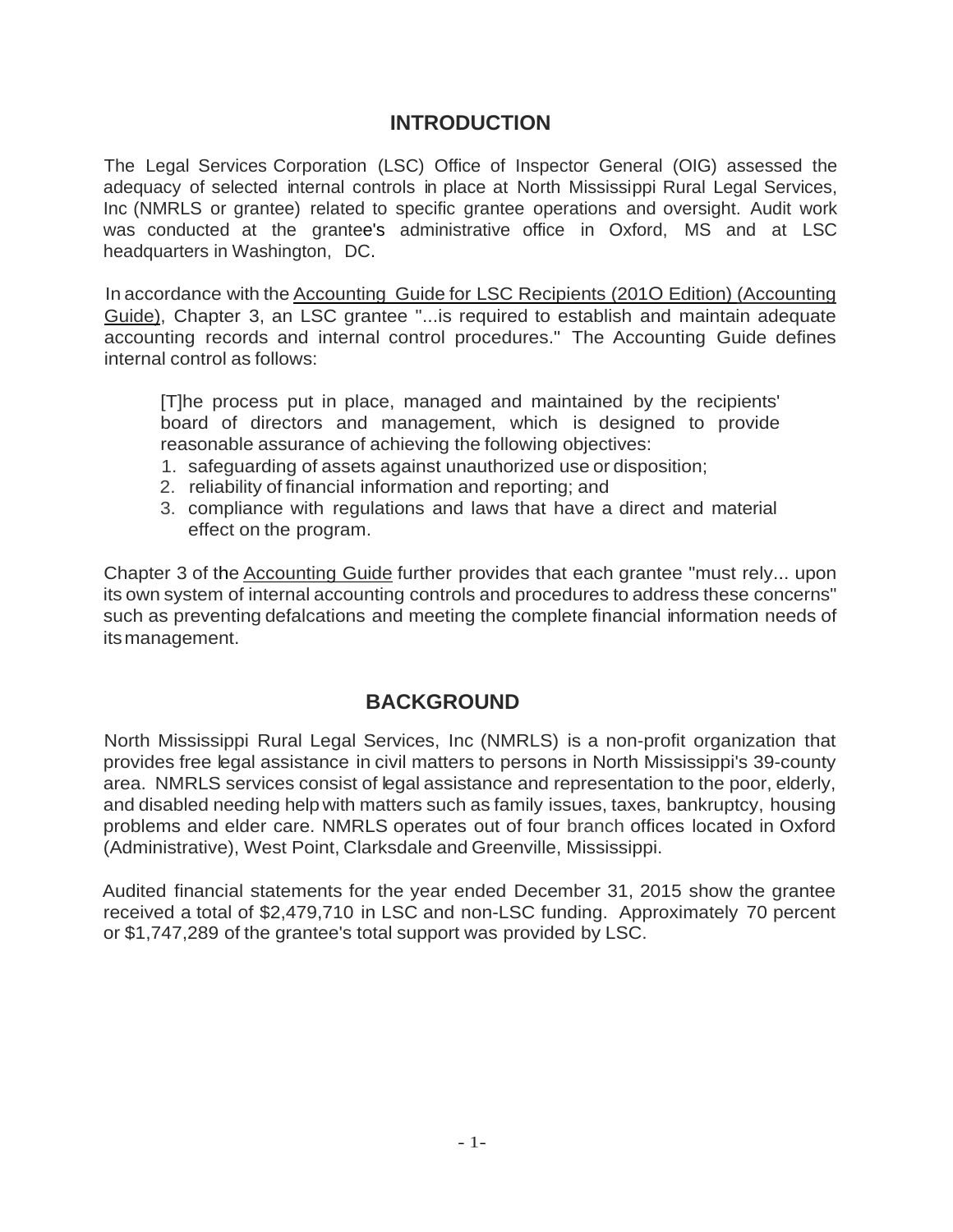## INTRODUCTION

The Legal Services Corporation (LSC) Office of Inspector General (OIG) assessed the adequacy of selected internal controls in place at North Mississippi Rural Legal Services, Inc (NMRLS or grantee) related to specific grantee operations and oversight. Audit work was conducted at the grantee's administrative office in Oxford, MS and at LSC headquarters in Washington, DC.

In accordance with the Accounting Guide for LSC Recipients (201O Edition) (Accounting Guide), Chapter 3, an LSC grantee "...is required to establish and maintain adequate accounting records and internal control procedures." The Accounting Guide defines internal control as follows:

> [T]he process put in place, managed and maintained by the recipients' board of directors and management, which is designed to provide reasonable assurance of achieving the following objectives:
>
> 1. safeguarding of assets against unauthorized use or disposition;
> 2. reliability of financial information and reporting; and
> 3. compliance with regulations and laws that have a direct and material effect on the program.

Chapter 3 of the Accounting Guide further provides that each grantee "must rely... upon its own system of internal accounting controls and procedures to address these concerns" such as preventing defalcations and meeting the complete financial information needs of its management.

## BACKGROUND

North Mississippi Rural Legal Services, Inc (NMRLS) is a non-profit organization that provides free legal assistance in civil matters to persons in North Mississippi's 39-county area. NMRLS services consist of legal assistance and representation to the poor, elderly, and disabled needing help with matters such as family issues, taxes, bankruptcy, housing problems and elder care. NMRLS operates out of four branch offices located in Oxford (Administrative), West Point, Clarksdale and Greenville, Mississippi.

Audited financial statements for the year ended December 31, 2015 show the grantee received a total of $2,479,710 in LSC and non-LSC funding. Approximately 70 percent or $1,747,289 of the grantee's total support was provided by LSC.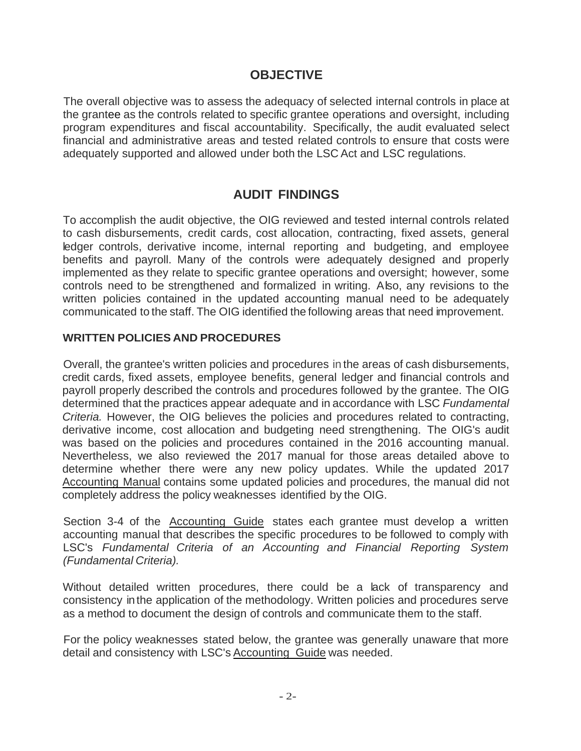## OBJECTIVE

The overall objective was to assess the adequacy of selected internal controls in place at the grantee as the controls related to specific grantee operations and oversight, including program expenditures and fiscal accountability. Specifically, the audit evaluated select financial and administrative areas and tested related controls to ensure that costs were adequately supported and allowed under both the LSC Act and LSC regulations.

## AUDIT FINDINGS

To accomplish the audit objective, the OIG reviewed and tested internal controls related to cash disbursements, credit cards, cost allocation, contracting, fixed assets, general ledger controls, derivative income, internal reporting and budgeting, and employee benefits and payroll. Many of the controls were adequately designed and properly implemented as they relate to specific grantee operations and oversight; however, some controls need to be strengthened and formalized in writing. Also, any revisions to the written policies contained in the updated accounting manual need to be adequately communicated to the staff. The OIG identified the following areas that need improvement.

### WRITTEN POLICIES AND PROCEDURES

Overall, the grantee's written policies and procedures in the areas of cash disbursements, credit cards, fixed assets, employee benefits, general ledger and financial controls and payroll properly described the controls and procedures followed by the grantee. The OIG determined that the practices appear adequate and in accordance with LSC *Fundamental Criteria.* However, the OIG believes the policies and procedures related to contracting, derivative income, cost allocation and budgeting need strengthening. The OIG's audit was based on the policies and procedures contained in the 2016 accounting manual. Nevertheless, we also reviewed the 2017 manual for those areas detailed above to determine whether there were any new policy updates. While the updated 2017 Accounting Manual contains some updated policies and procedures, the manual did not completely address the policy weaknesses identified by the OIG.

Section 3-4 of the Accounting Guide states each grantee must develop a written accounting manual that describes the specific procedures to be followed to comply with LSC's *Fundamental Criteria of an Accounting and Financial Reporting System (Fundamental Criteria).*

Without detailed written procedures, there could be a lack of transparency and consistency in the application of the methodology. Written policies and procedures serve as a method to document the design of controls and communicate them to the staff.

For the policy weaknesses stated below, the grantee was generally unaware that more detail and consistency with LSC's Accounting Guide was needed.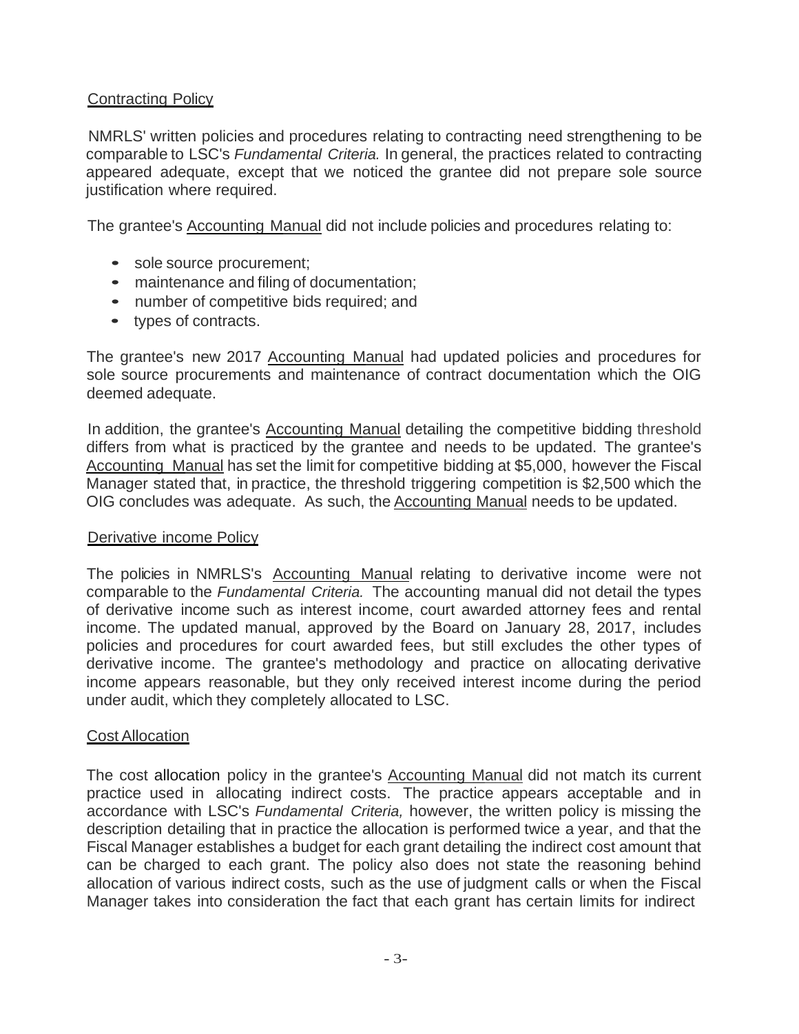Contracting Policy

NMRLS' written policies and procedures relating to contracting need strengthening to be comparable to LSC's *Fundamental Criteria.* In general, the practices related to contracting appeared adequate, except that we noticed the grantee did not prepare sole source justification where required.

The grantee's Accounting Manual did not include policies and procedures relating to:

- sole source procurement;
- maintenance and filing of documentation;
- number of competitive bids required; and
- types of contracts.

The grantee's new 2017 Accounting Manual had updated policies and procedures for sole source procurements and maintenance of contract documentation which the OIG deemed adequate.

In addition, the grantee's Accounting Manual detailing the competitive bidding threshold differs from what is practiced by the grantee and needs to be updated. The grantee's Accounting Manual has set the limit for competitive bidding at $5,000, however the Fiscal Manager stated that, in practice, the threshold triggering competition is $2,500 which the OIG concludes was adequate. As such, the Accounting Manual needs to be updated.

Derivative income Policy

The policies in NMRLS's Accounting Manual relating to derivative income were not comparable to the *Fundamental Criteria.* The accounting manual did not detail the types of derivative income such as interest income, court awarded attorney fees and rental income. The updated manual, approved by the Board on January 28, 2017, includes policies and procedures for court awarded fees, but still excludes the other types of derivative income. The grantee's methodology and practice on allocating derivative income appears reasonable, but they only received interest income during the period under audit, which they completely allocated to LSC.

Cost Allocation

The cost allocation policy in the grantee's Accounting Manual did not match its current practice used in allocating indirect costs. The practice appears acceptable and in accordance with LSC's *Fundamental Criteria,* however, the written policy is missing the description detailing that in practice the allocation is performed twice a year, and that the Fiscal Manager establishes a budget for each grant detailing the indirect cost amount that can be charged to each grant. The policy also does not state the reasoning behind allocation of various indirect costs, such as the use of judgment calls or when the Fiscal Manager takes into consideration the fact that each grant has certain limits for indirect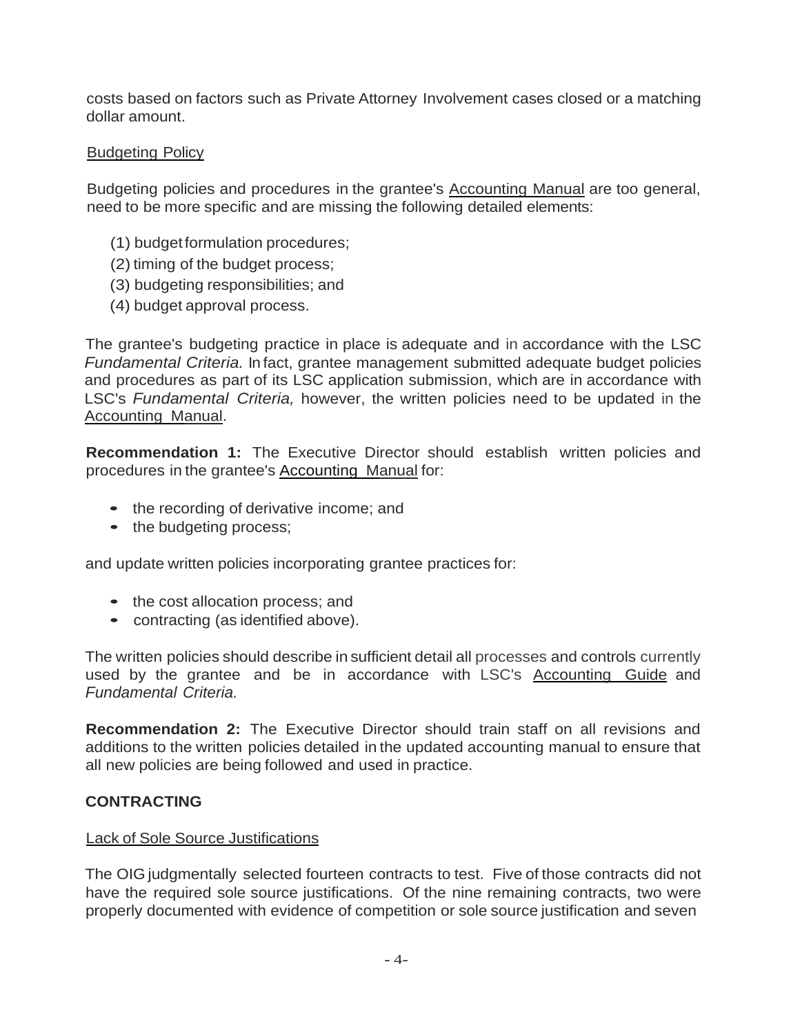costs based on factors such as Private Attorney Involvement cases closed or a matching dollar amount.

Budgeting Policy

Budgeting policies and procedures in the grantee's Accounting Manual are too general, need to be more specific and are missing the following detailed elements:

(1) budget formulation procedures;
(2) timing of the budget process;
(3) budgeting responsibilities; and
(4) budget approval process.

The grantee's budgeting practice in place is adequate and in accordance with the LSC *Fundamental Criteria.* In fact, grantee management submitted adequate budget policies and procedures as part of its LSC application submission, which are in accordance with LSC's *Fundamental Criteria,* however, the written policies need to be updated in the Accounting Manual.

**Recommendation 1:** The Executive Director should establish written policies and procedures in the grantee's Accounting Manual for:

- the recording of derivative income; and
- the budgeting process;

and update written policies incorporating grantee practices for:

- the cost allocation process; and
- contracting (as identified above).

The written policies should describe in sufficient detail all processes and controls currently used by the grantee and be in accordance with LSC's Accounting Guide and *Fundamental Criteria.*

**Recommendation 2:** The Executive Director should train staff on all revisions and additions to the written policies detailed in the updated accounting manual to ensure that all new policies are being followed and used in practice.

## CONTRACTING

Lack of Sole Source Justifications

The OIG judgmentally selected fourteen contracts to test. Five of those contracts did not have the required sole source justifications. Of the nine remaining contracts, two were properly documented with evidence of competition or sole source justification and seven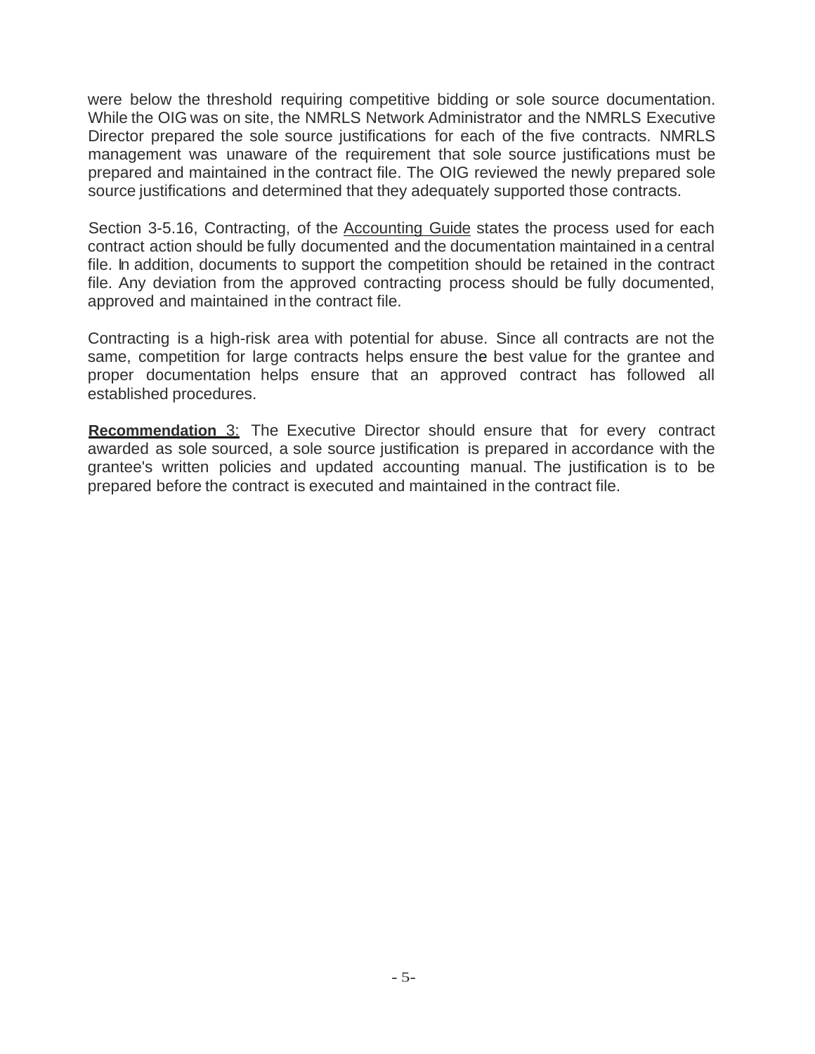were below the threshold requiring competitive bidding or sole source documentation. While the OIG was on site, the NMRLS Network Administrator and the NMRLS Executive Director prepared the sole source justifications for each of the five contracts. NMRLS management was unaware of the requirement that sole source justifications must be prepared and maintained in the contract file. The OIG reviewed the newly prepared sole source justifications and determined that they adequately supported those contracts.

Section 3-5.16, Contracting, of the Accounting Guide states the process used for each contract action should be fully documented and the documentation maintained in a central file. In addition, documents to support the competition should be retained in the contract file. Any deviation from the approved contracting process should be fully documented, approved and maintained in the contract file.

Contracting is a high-risk area with potential for abuse. Since all contracts are not the same, competition for large contracts helps ensure the best value for the grantee and proper documentation helps ensure that an approved contract has followed all established procedures.

**Recommendation 3:** The Executive Director should ensure that for every contract awarded as sole sourced, a sole source justification is prepared in accordance with the grantee's written policies and updated accounting manual. The justification is to be prepared before the contract is executed and maintained in the contract file.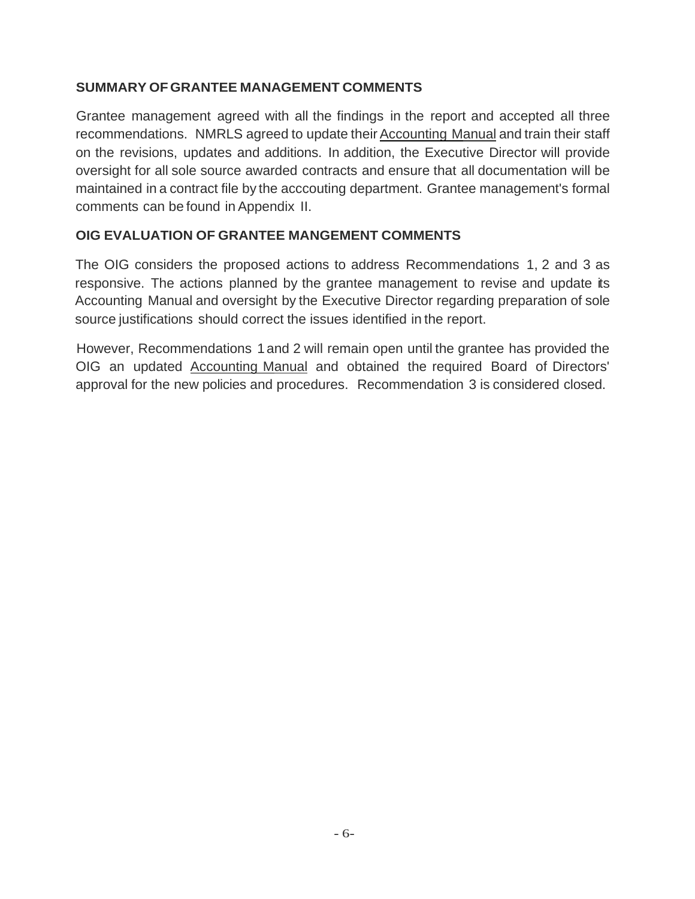## SUMMARY OF GRANTEE MANAGEMENT COMMENTS

Grantee management agreed with all the findings in the report and accepted all three recommendations. NMRLS agreed to update their Accounting Manual and train their staff on the revisions, updates and additions. In addition, the Executive Director will provide oversight for all sole source awarded contracts and ensure that all documentation will be maintained in a contract file by the acccouting department. Grantee management's formal comments can be found in Appendix II.

## OIG EVALUATION OF GRANTEE MANGEMENT COMMENTS

The OIG considers the proposed actions to address Recommendations 1, 2 and 3 as responsive. The actions planned by the grantee management to revise and update its Accounting Manual and oversight by the Executive Director regarding preparation of sole source justifications should correct the issues identified in the report.

However, Recommendations 1 and 2 will remain open until the grantee has provided the OIG an updated Accounting Manual and obtained the required Board of Directors' approval for the new policies and procedures. Recommendation 3 is considered closed.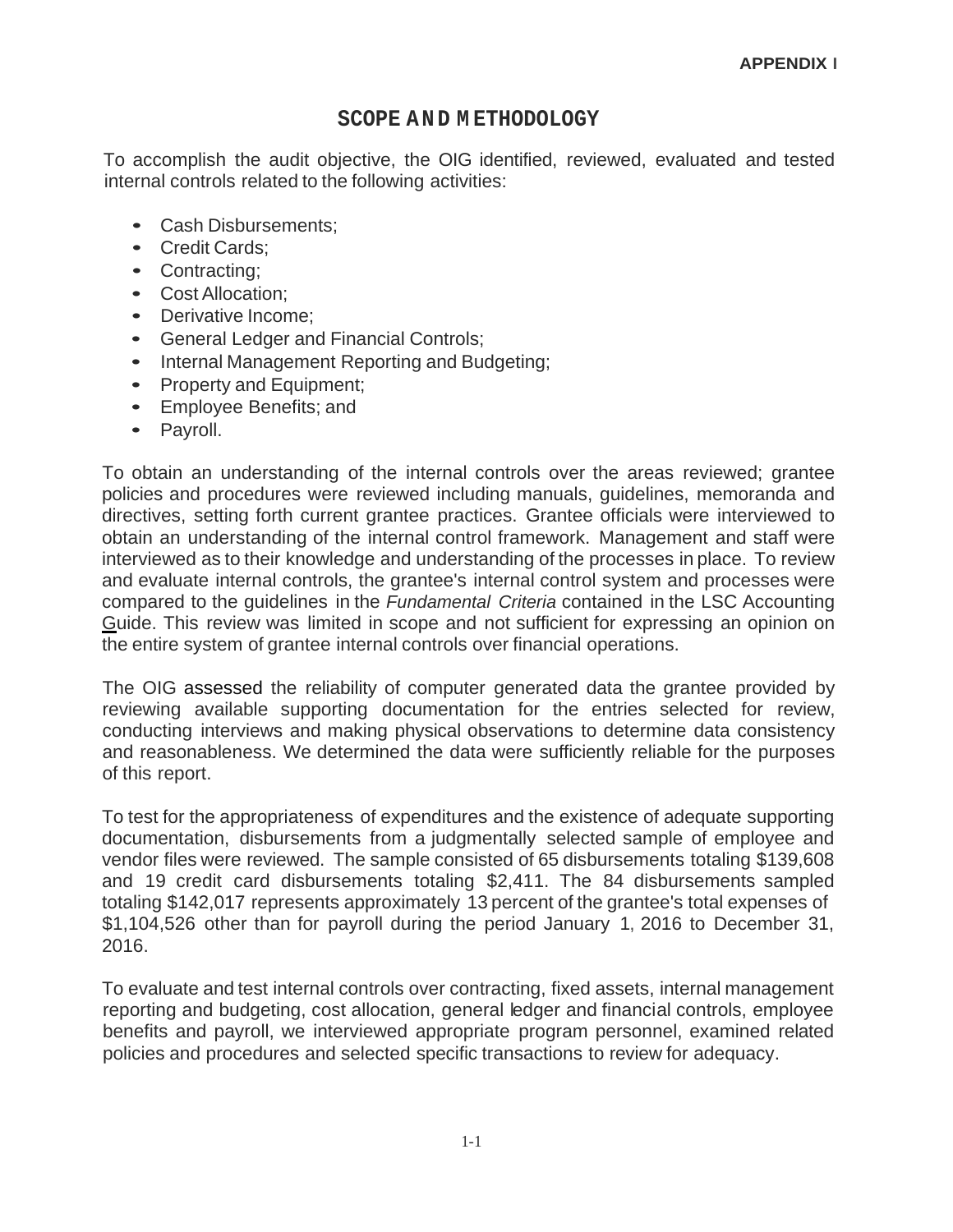**APPENDIX I**

# SCOPE AND METHODOLOGY

To accomplish the audit objective, the OIG identified, reviewed, evaluated and tested internal controls related to the following activities:

- Cash Disbursements;
- Credit Cards;
- Contracting;
- Cost Allocation;
- Derivative Income;
- General Ledger and Financial Controls;
- Internal Management Reporting and Budgeting;
- Property and Equipment;
- Employee Benefits; and
- Payroll.

To obtain an understanding of the internal controls over the areas reviewed; grantee policies and procedures were reviewed including manuals, guidelines, memoranda and directives, setting forth current grantee practices. Grantee officials were interviewed to obtain an understanding of the internal control framework. Management and staff were interviewed as to their knowledge and understanding of the processes in place. To review and evaluate internal controls, the grantee's internal control system and processes were compared to the guidelines in the *Fundamental Criteria* contained in the LSC Accounting Guide. This review was limited in scope and not sufficient for expressing an opinion on the entire system of grantee internal controls over financial operations.

The OIG assessed the reliability of computer generated data the grantee provided by reviewing available supporting documentation for the entries selected for review, conducting interviews and making physical observations to determine data consistency and reasonableness. We determined the data were sufficiently reliable for the purposes of this report.

To test for the appropriateness of expenditures and the existence of adequate supporting documentation, disbursements from a judgmentally selected sample of employee and vendor files were reviewed. The sample consisted of 65 disbursements totaling $139,608 and 19 credit card disbursements totaling $2,411. The 84 disbursements sampled totaling $142,017 represents approximately 13 percent of the grantee's total expenses of $1,104,526 other than for payroll during the period January 1, 2016 to December 31, 2016.

To evaluate and test internal controls over contracting, fixed assets, internal management reporting and budgeting, cost allocation, general ledger and financial controls, employee benefits and payroll, we interviewed appropriate program personnel, examined related policies and procedures and selected specific transactions to review for adequacy.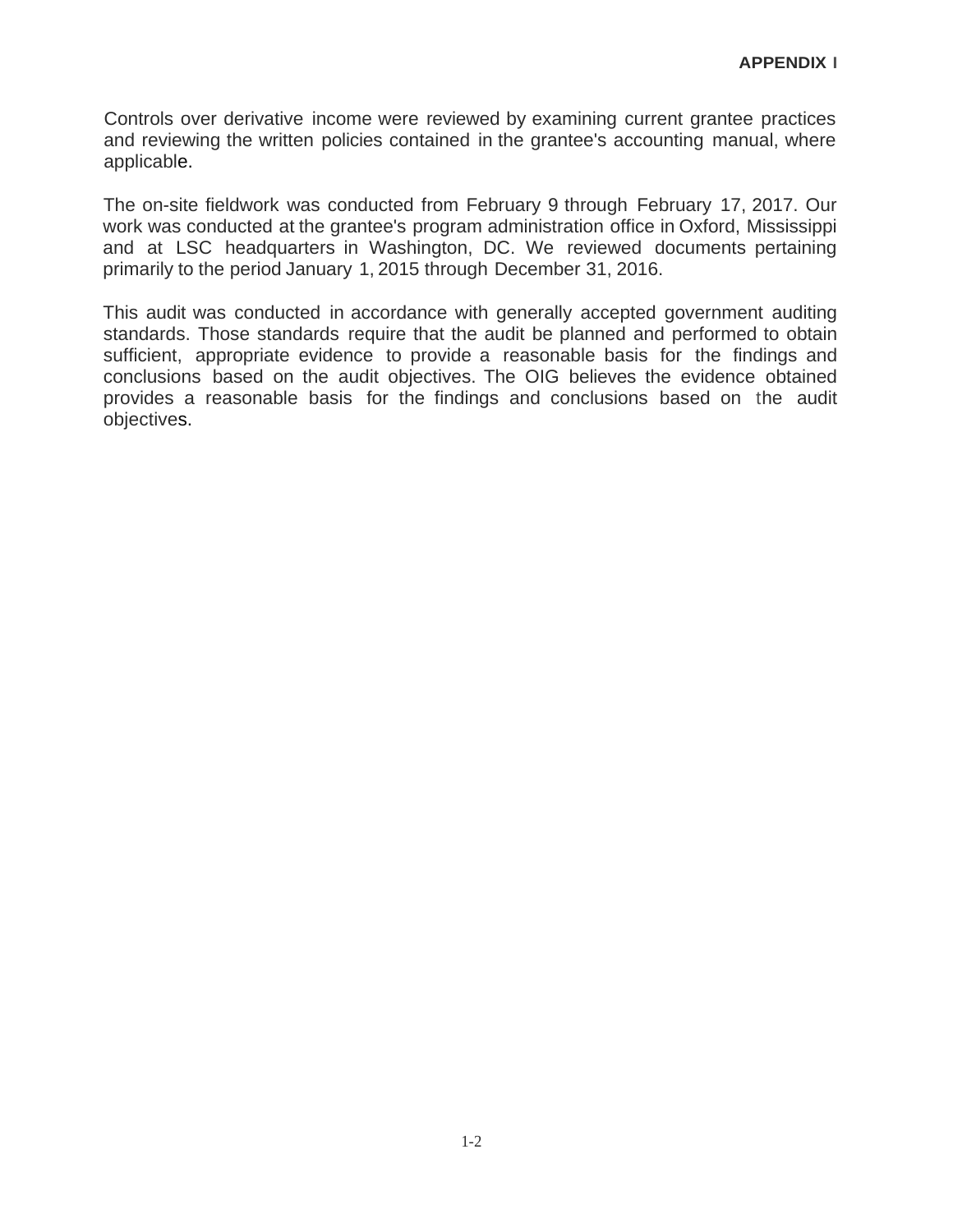Controls over derivative income were reviewed by examining current grantee practices and reviewing the written policies contained in the grantee's accounting manual, where applicable.

The on-site fieldwork was conducted from February 9 through February 17, 2017. Our work was conducted at the grantee's program administration office in Oxford, Mississippi and at LSC headquarters in Washington, DC. We reviewed documents pertaining primarily to the period January 1, 2015 through December 31, 2016.

This audit was conducted in accordance with generally accepted government auditing standards. Those standards require that the audit be planned and performed to obtain sufficient, appropriate evidence to provide a reasonable basis for the findings and conclusions based on the audit objectives. The OIG believes the evidence obtained provides a reasonable basis for the findings and conclusions based on the audit objectives.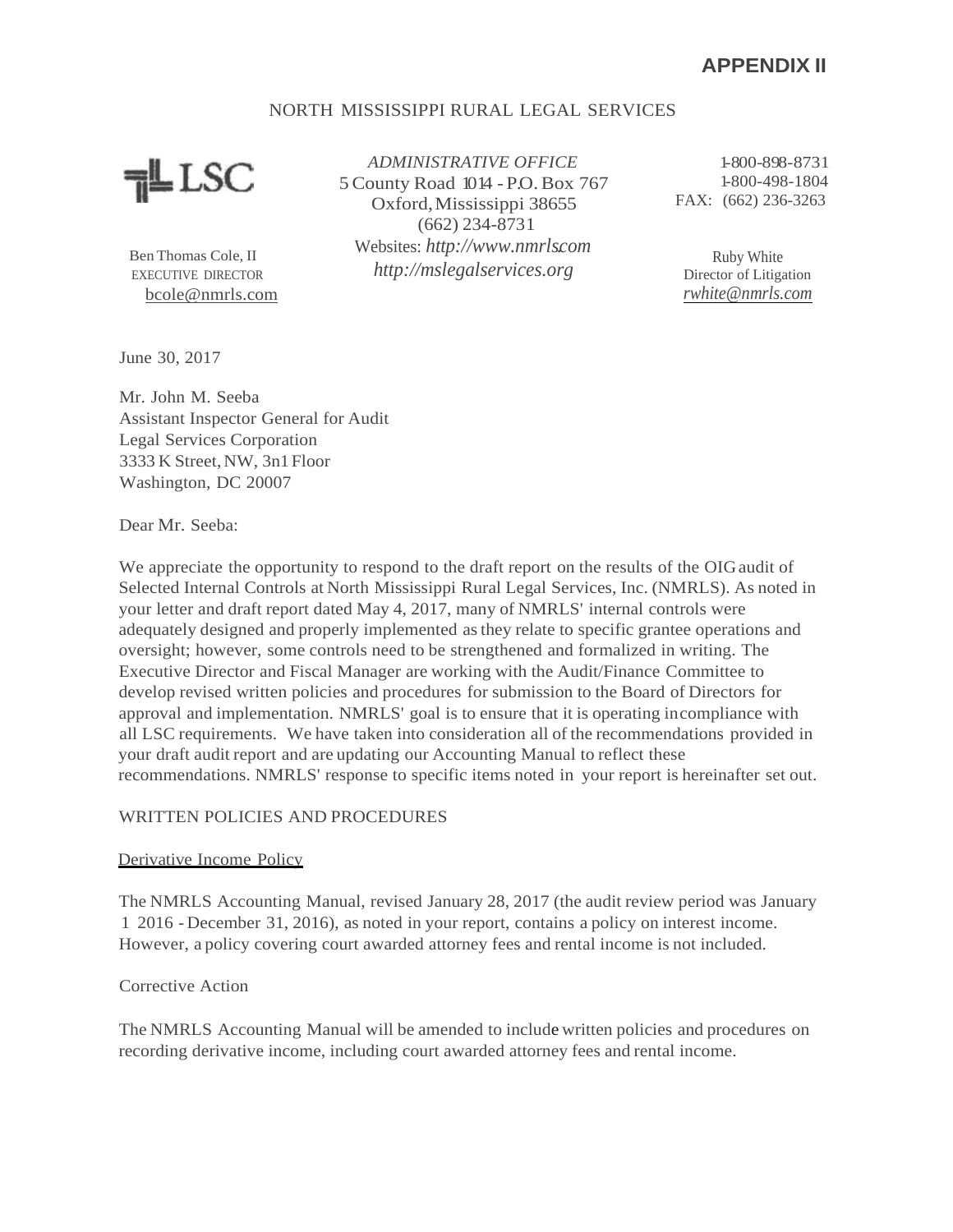# APPENDIX II

NORTH MISSISSIPPI RURAL LEGAL SERVICES

LSC

*ADMINISTRATIVE OFFICE*
5 County Road 1014 - P.O. Box 767
Oxford, Mississippi 38655
(662) 234-8731
Websites: *http://www.nmrls.com*
*http://mslegalservices.org*

1-800-898-8731
1-800-498-1804
FAX: (662) 236-3263

Ben Thomas Cole, II
EXECUTIVE DIRECTOR
bcole@nmrls.com

Ruby White
Director of Litigation
*rwhite@nmrls.com*

June 30, 2017

Mr. John M. Seeba
Assistant Inspector General for Audit
Legal Services Corporation
3333 K Street, NW, 3n1 Floor
Washington, DC 20007

Dear Mr. Seeba:

We appreciate the opportunity to respond to the draft report on the results of the OIG audit of Selected Internal Controls at North Mississippi Rural Legal Services, Inc. (NMRLS). As noted in your letter and draft report dated May 4, 2017, many of NMRLS' internal controls were adequately designed and properly implemented as they relate to specific grantee operations and oversight; however, some controls need to be strengthened and formalized in writing. The Executive Director and Fiscal Manager are working with the Audit/Finance Committee to develop revised written policies and procedures for submission to the Board of Directors for approval and implementation. NMRLS' goal is to ensure that it is operating in compliance with all LSC requirements. We have taken into consideration all of the recommendations provided in your draft audit report and are updating our Accounting Manual to reflect these recommendations. NMRLS' response to specific items noted in your report is hereinafter set out.

WRITTEN POLICIES AND PROCEDURES

Derivative Income Policy

The NMRLS Accounting Manual, revised January 28, 2017 (the audit review period was January 1 2016 - December 31, 2016), as noted in your report, contains a policy on interest income. However, a policy covering court awarded attorney fees and rental income is not included.

Corrective Action

The NMRLS Accounting Manual will be amended to include written policies and procedures on recording derivative income, including court awarded attorney fees and rental income.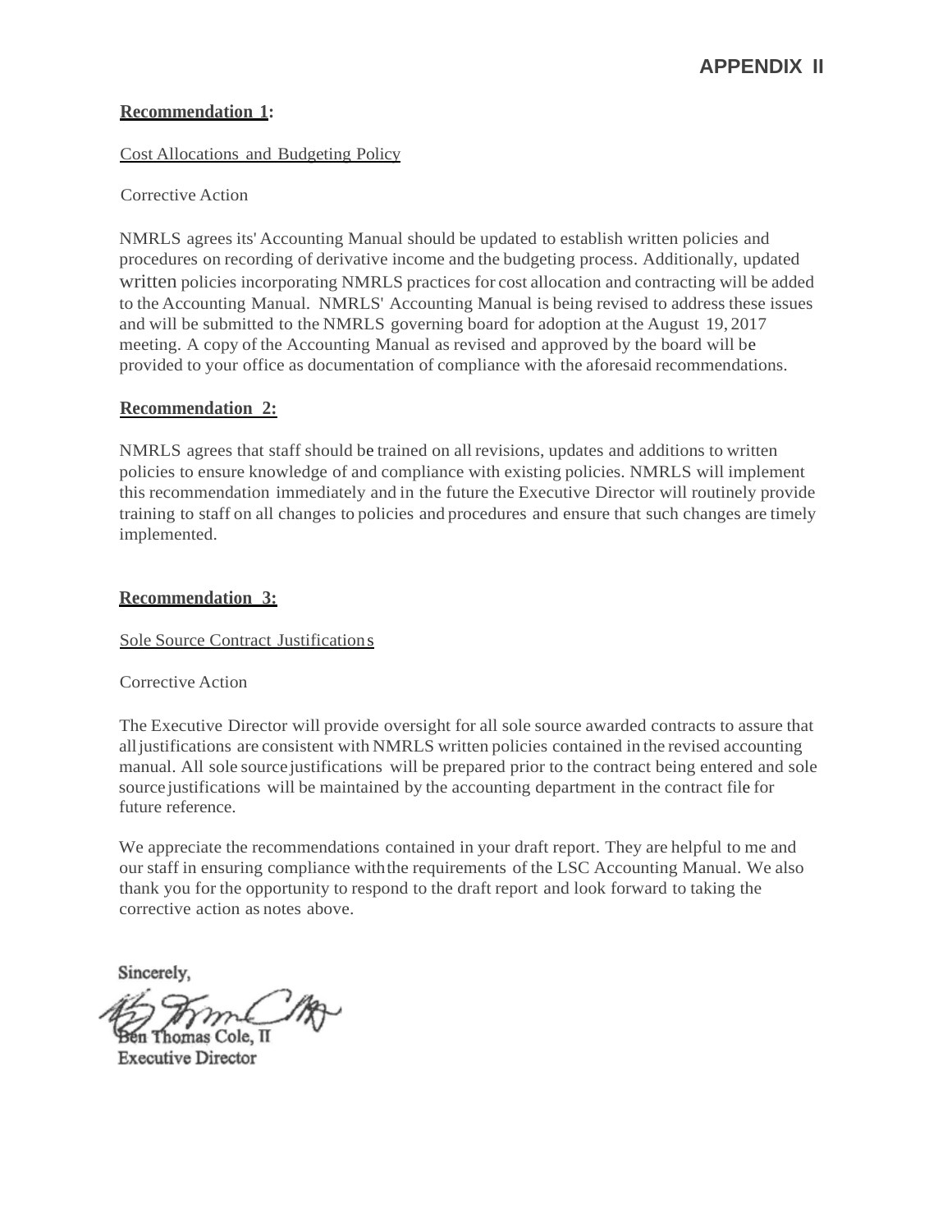# APPENDIX II

**Recommendation 1:**

Cost Allocations and Budgeting Policy

Corrective Action

NMRLS agrees its' Accounting Manual should be updated to establish written policies and procedures on recording of derivative income and the budgeting process. Additionally, updated written policies incorporating NMRLS practices for cost allocation and contracting will be added to the Accounting Manual. NMRLS' Accounting Manual is being revised to address these issues and will be submitted to the NMRLS governing board for adoption at the August 19, 2017 meeting. A copy of the Accounting Manual as revised and approved by the board will be provided to your office as documentation of compliance with the aforesaid recommendations.

**Recommendation 2:**

NMRLS agrees that staff should be trained on all revisions, updates and additions to written policies to ensure knowledge of and compliance with existing policies. NMRLS will implement this recommendation immediately and in the future the Executive Director will routinely provide training to staff on all changes to policies and procedures and ensure that such changes are timely implemented.

**Recommendation 3:**

Sole Source Contract Justifications

Corrective Action

The Executive Director will provide oversight for all sole source awarded contracts to assure that all justifications are consistent with NMRLS written policies contained in the revised accounting manual. All sole source justifications will be prepared prior to the contract being entered and sole source justifications will be maintained by the accounting department in the contract file for future reference.

We appreciate the recommendations contained in your draft report. They are helpful to me and our staff in ensuring compliance with the requirements of the LSC Accounting Manual. We also thank you for the opportunity to respond to the draft report and look forward to taking the corrective action as notes above.

Sincerely,

Ben Thomas Cole, II
Executive Director